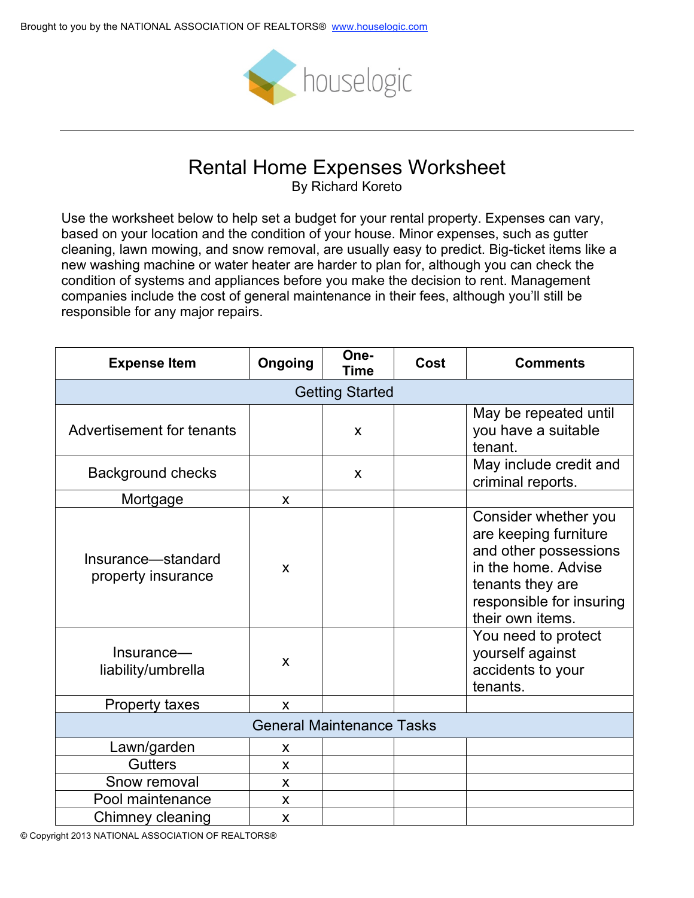Brought to you by the NATIONAL ASSOCIATION OF REALTORS® www.houselogic.com

houselogic

# Rental Home Expenses Worksheet

By Richard Koreto

Use the worksheet below to help set a budget for your rental property. Expenses can vary, based on your location and the condition of your house. Minor expenses, such as gutter cleaning, lawn mowing, and snow removal, are usually easy to predict. Big-ticket items like a new washing machine or water heater are harder to plan for, although you can check the condition of systems and appliances before you make the decision to rent. Management companies include the cost of general maintenance in their fees, although you'll still be responsible for any major repairs.

| Expense Item | Ongoing | One-Time | Cost | Comments |
|---|---|---|---|---|
| **Getting Started** | | | | |
| Advertisement for tenants | | x | | May be repeated until you have a suitable tenant. |
| Background checks | | x | | May include credit and criminal reports. |
| Mortgage | x | | | |
| Insurance—standard property insurance | x | | | Consider whether you are keeping furniture and other possessions in the home. Advise tenants they are responsible for insuring their own items. |
| Insurance—liability/umbrella | x | | | You need to protect yourself against accidents to your tenants. |
| Property taxes | x | | | |
| **General Maintenance Tasks** | | | | |
| Lawn/garden | x | | | |
| Gutters | x | | | |
| Snow removal | x | | | |
| Pool maintenance | x | | | |
| Chimney cleaning | x | | | |

© Copyright 2013 NATIONAL ASSOCIATION OF REALTORS®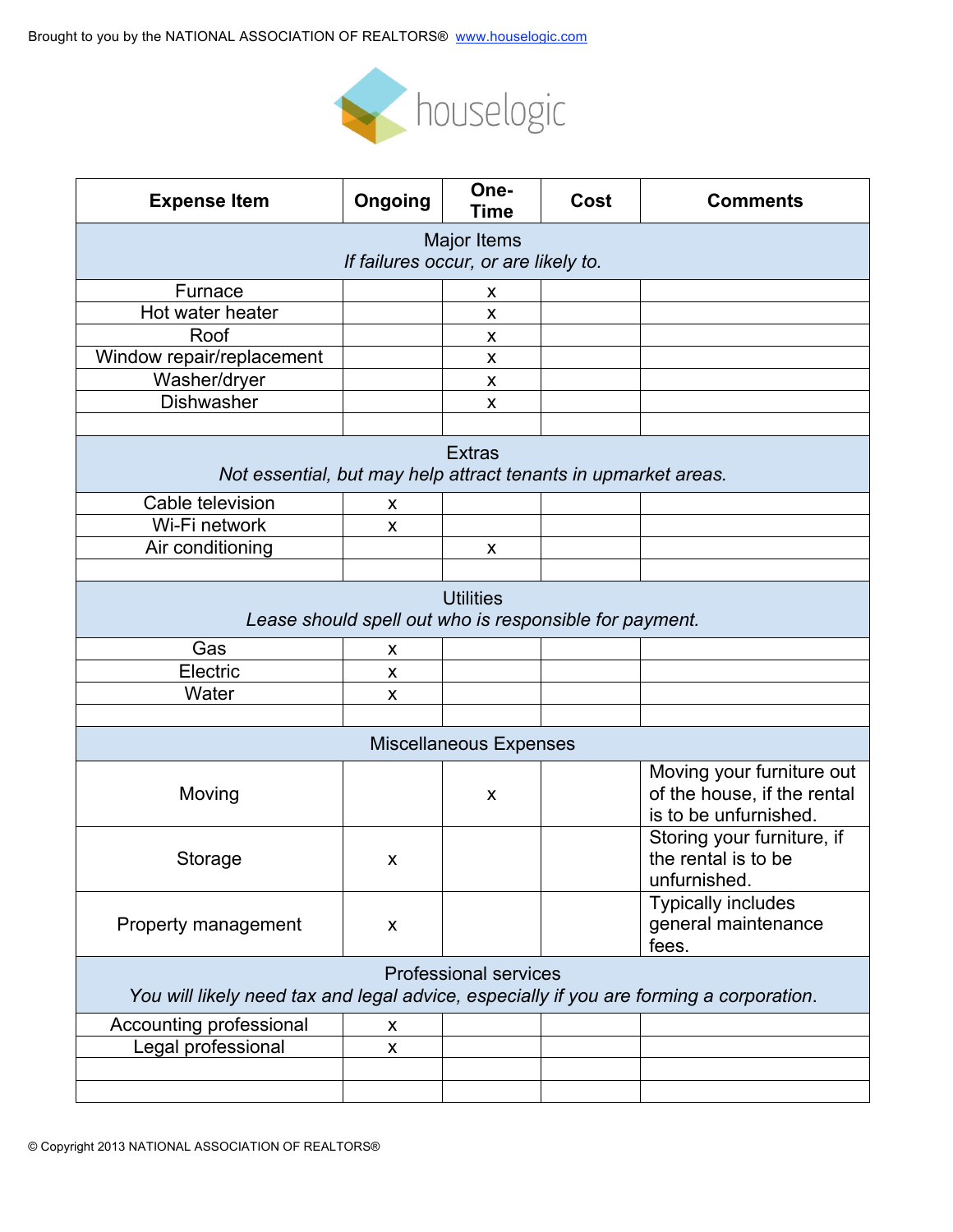Brought to you by the NATIONAL ASSOCIATION OF REALTORS® www.houselogic.com

houselogic

| Expense Item | Ongoing | One-Time | Cost | Comments |
|---|---|---|---|---|
| Major Items *If failures occur, or are likely to.* | | | | |
| Furnace | | x | | |
| Hot water heater | | x | | |
| Roof | | x | | |
| Window repair/replacement | | x | | |
| Washer/dryer | | x | | |
| Dishwasher | | x | | |
| | | | | |
| Extras *Not essential, but may help attract tenants in upmarket areas.* | | | | |
| Cable television | x | | | |
| Wi-Fi network | x | | | |
| Air conditioning | | x | | |
| | | | | |
| Utilities *Lease should spell out who is responsible for payment.* | | | | |
| Gas | x | | | |
| Electric | x | | | |
| Water | x | | | |
| | | | | |
| Miscellaneous Expenses | | | | |
| Moving | | x | | Moving your furniture out of the house, if the rental is to be unfurnished. |
| Storage | x | | | Storing your furniture, if the rental is to be unfurnished. |
| Property management | x | | | Typically includes general maintenance fees. |
| Professional services *You will likely need tax and legal advice, especially if you are forming a corporation.* | | | | |
| Accounting professional | x | | | |
| Legal professional | x | | | |
| | | | | |
| | | | | |

© Copyright 2013 NATIONAL ASSOCIATION OF REALTORS®